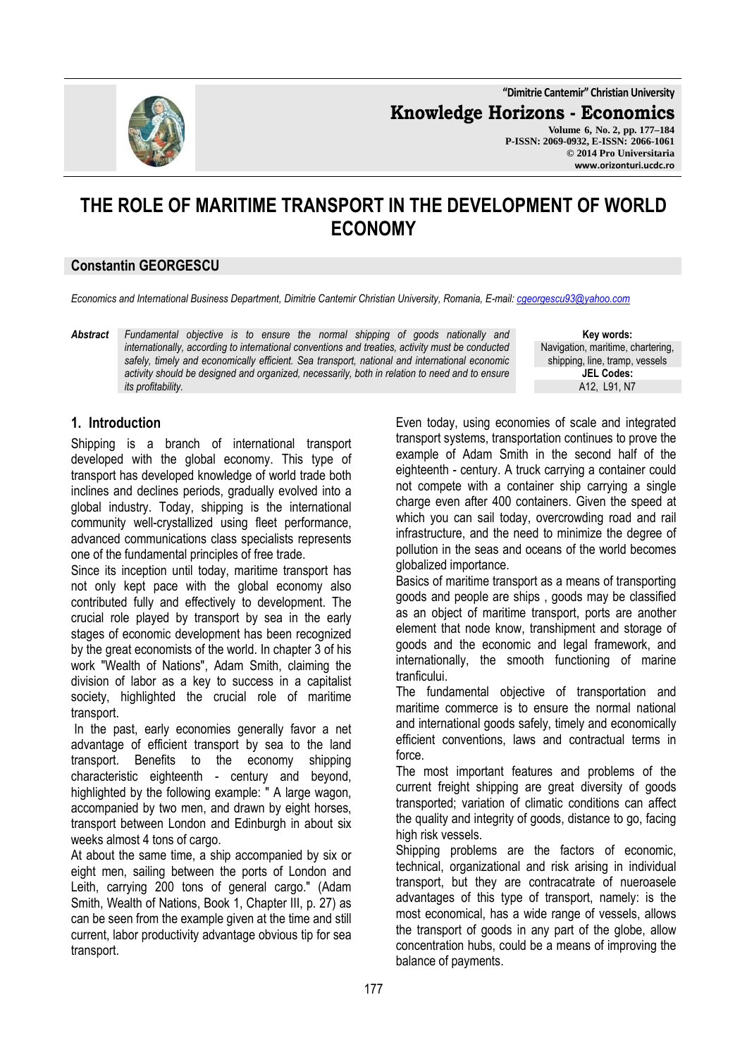# THE ROLE OF MARITIME TRANSPORT IN THE DEVELOPMENT OF WORLD ECONOMY

**Constantin GEORGESCU**

*Economics and International Business Department, Dimitrie Cantemir Christian University, Romania, E-mail: cgeorgescu93@yahoo.com*

***Abstract*** *Fundamental objective is to ensure the normal shipping of goods nationally and internationally, according to international conventions and treaties, activity must be conducted safely, timely and economically efficient. Sea transport, national and international economic activity should be designed and organized, necessarily, both in relation to need and to ensure its profitability.*

**Key words:**
Navigation, maritime, chartering, shipping, line, tramp, vessels

**JEL Codes:**
A12, L91, N7

## 1. Introduction

Shipping is a branch of international transport developed with the global economy. This type of transport has developed knowledge of world trade both inclines and declines periods, gradually evolved into a global industry. Today, shipping is the international community well-crystallized using fleet performance, advanced communications class specialists represents one of the fundamental principles of free trade.

Since its inception until today, maritime transport has not only kept pace with the global economy also contributed fully and effectively to development. The crucial role played by transport by sea in the early stages of economic development has been recognized by the great economists of the world. In chapter 3 of his work "Wealth of Nations", Adam Smith, claiming the division of labor as a key to success in a capitalist society, highlighted the crucial role of maritime transport.

In the past, early economies generally favor a net advantage of efficient transport by sea to the land transport. Benefits to the economy shipping characteristic eighteenth - century and beyond, highlighted by the following example: " A large wagon, accompanied by two men, and drawn by eight horses, transport between London and Edinburgh in about six weeks almost 4 tons of cargo.

At about the same time, a ship accompanied by six or eight men, sailing between the ports of London and Leith, carrying 200 tons of general cargo." (Adam Smith, Wealth of Nations, Book 1, Chapter III, p. 27) as can be seen from the example given at the time and still current, labor productivity advantage obvious tip for sea transport.

Even today, using economies of scale and integrated transport systems, transportation continues to prove the example of Adam Smith in the second half of the eighteenth - century. A truck carrying a container could not compete with a container ship carrying a single charge even after 400 containers. Given the speed at which you can sail today, overcrowding road and rail infrastructure, and the need to minimize the degree of pollution in the seas and oceans of the world becomes globalized importance.

Basics of maritime transport as a means of transporting goods and people are ships , goods may be classified as an object of maritime transport, ports are another element that node know, transhipment and storage of goods and the economic and legal framework, and internationally, the smooth functioning of marine tranficului.

The fundamental objective of transportation and maritime commerce is to ensure the normal national and international goods safely, timely and economically efficient conventions, laws and contractual terms in force.

The most important features and problems of the current freight shipping are great diversity of goods transported; variation of climatic conditions can affect the quality and integrity of goods, distance to go, facing high risk vessels.

Shipping problems are the factors of economic, technical, organizational and risk arising in individual transport, but they are contracatrate of nueroasele advantages of this type of transport, namely: is the most economical, has a wide range of vessels, allows the transport of goods in any part of the globe, allow concentration hubs, could be a means of improving the balance of payments.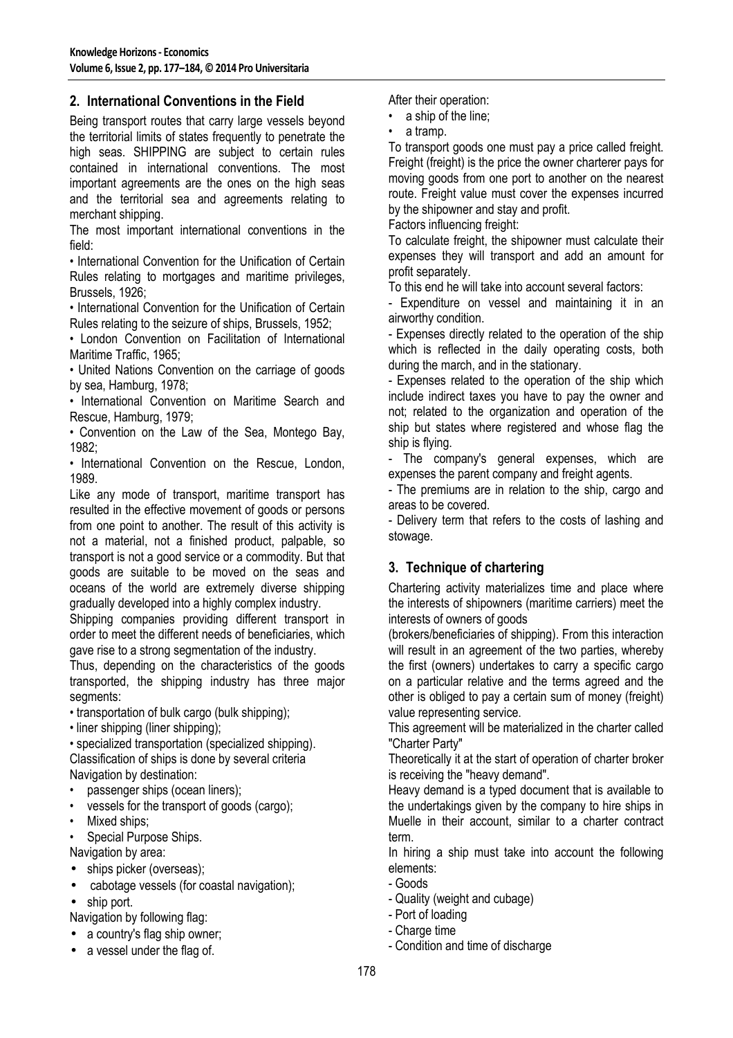## 2. International Conventions in the Field

Being transport routes that carry large vessels beyond the territorial limits of states frequently to penetrate the high seas. SHIPPING are subject to certain rules contained in international conventions. The most important agreements are the ones on the high seas and the territorial sea and agreements relating to merchant shipping.

The most important international conventions in the field:

• International Convention for the Unification of Certain Rules relating to mortgages and maritime privileges, Brussels, 1926;

• International Convention for the Unification of Certain Rules relating to the seizure of ships, Brussels, 1952;

• London Convention on Facilitation of International Maritime Traffic, 1965;

• United Nations Convention on the carriage of goods by sea, Hamburg, 1978;

• International Convention on Maritime Search and Rescue, Hamburg, 1979;

• Convention on the Law of the Sea, Montego Bay, 1982;

• International Convention on the Rescue, London, 1989.

Like any mode of transport, maritime transport has resulted in the effective movement of goods or persons from one point to another. The result of this activity is not a material, not a finished product, palpable, so transport is not a good service or a commodity. But that goods are suitable to be moved on the seas and oceans of the world are extremely diverse shipping gradually developed into a highly complex industry.

Shipping companies providing different transport in order to meet the different needs of beneficiaries, which gave rise to a strong segmentation of the industry.

Thus, depending on the characteristics of the goods transported, the shipping industry has three major segments:

• transportation of bulk cargo (bulk shipping);
• liner shipping (liner shipping);
• specialized transportation (specialized shipping).

Classification of ships is done by several criteria

Navigation by destination:

- passenger ships (ocean liners);
- vessels for the transport of goods (cargo);
- Mixed ships;
- Special Purpose Ships.

Navigation by area:

- ships picker (overseas);
- cabotage vessels (for coastal navigation);
- ship port.

Navigation by following flag:

- a country's flag ship owner;
- a vessel under the flag of.

After their operation:

- a ship of the line;
- a tramp.

To transport goods one must pay a price called freight. Freight (freight) is the price the owner charterer pays for moving goods from one port to another on the nearest route. Freight value must cover the expenses incurred by the shipowner and stay and profit.

Factors influencing freight:

To calculate freight, the shipowner must calculate their expenses they will transport and add an amount for profit separately.

To this end he will take into account several factors:

- Expenditure on vessel and maintaining it in an airworthy condition.

- Expenses directly related to the operation of the ship which is reflected in the daily operating costs, both during the march, and in the stationary.

- Expenses related to the operation of the ship which include indirect taxes you have to pay the owner and not; related to the organization and operation of the ship but states where registered and whose flag the ship is flying.

- The company's general expenses, which are expenses the parent company and freight agents.

- The premiums are in relation to the ship, cargo and areas to be covered.

- Delivery term that refers to the costs of lashing and stowage.

## 3. Technique of chartering

Chartering activity materializes time and place where the interests of shipowners (maritime carriers) meet the interests of owners of goods (brokers/beneficiaries of shipping). From this interaction will result in an agreement of the two parties, whereby the first (owners) undertakes to carry a specific cargo on a particular relative and the terms agreed and the other is obliged to pay a certain sum of money (freight) value representing service.

This agreement will be materialized in the charter called "Charter Party"

Theoretically it at the start of operation of charter broker is receiving the "heavy demand".

Heavy demand is a typed document that is available to the undertakings given by the company to hire ships in Muelle in their account, similar to a charter contract term.

In hiring a ship must take into account the following elements:

- Goods
- Quality (weight and cubage)
- Port of loading
- Charge time
- Condition and time of discharge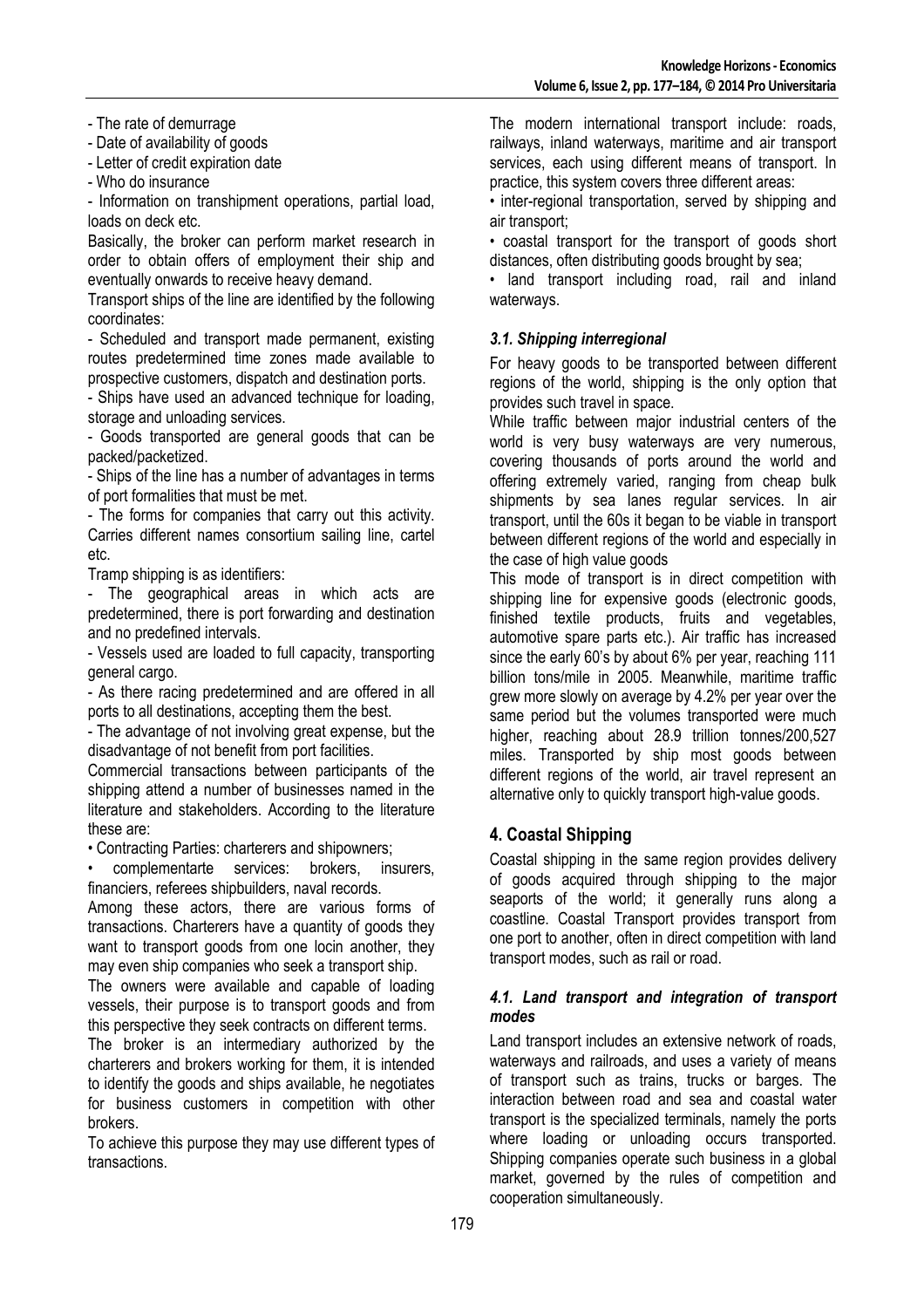- The rate of demurrage
- Date of availability of goods
- Letter of credit expiration date
- Who do insurance
- Information on transhipment operations, partial load, loads on deck etc.

Basically, the broker can perform market research in order to obtain offers of employment their ship and eventually onwards to receive heavy demand.

Transport ships of the line are identified by the following coordinates:

- Scheduled and transport made permanent, existing routes predetermined time zones made available to prospective customers, dispatch and destination ports.
- Ships have used an advanced technique for loading, storage and unloading services.
- Goods transported are general goods that can be packed/packetized.
- Ships of the line has a number of advantages in terms of port formalities that must be met.
- The forms for companies that carry out this activity. Carries different names consortium sailing line, cartel etc.

Tramp shipping is as identifiers:

- The geographical areas in which acts are predetermined, there is port forwarding and destination and no predefined intervals.
- Vessels used are loaded to full capacity, transporting general cargo.
- As there racing predetermined and are offered in all ports to all destinations, accepting them the best.
- The advantage of not involving great expense, but the disadvantage of not benefit from port facilities.

Commercial transactions between participants of the shipping attend a number of businesses named in the literature and stakeholders. According to the literature these are:

• Contracting Parties: charterers and shipowners;

• complementarte services: brokers, insurers, financiers, referees shipbuilders, naval records.

Among these actors, there are various forms of transactions. Charterers have a quantity of goods they want to transport goods from one locin another, they may even ship companies who seek a transport ship.

The owners were available and capable of loading vessels, their purpose is to transport goods and from this perspective they seek contracts on different terms.

The broker is an intermediary authorized by the charterers and brokers working for them, it is intended to identify the goods and ships available, he negotiates for business customers in competition with other brokers.

To achieve this purpose they may use different types of transactions.

The modern international transport include: roads, railways, inland waterways, maritime and air transport services, each using different means of transport. In practice, this system covers three different areas:

• inter-regional transportation, served by shipping and air transport;

• coastal transport for the transport of goods short distances, often distributing goods brought by sea;

• land transport including road, rail and inland waterways.

### *3.1. Shipping interregional*

For heavy goods to be transported between different regions of the world, shipping is the only option that provides such travel in space.

While traffic between major industrial centers of the world is very busy waterways are very numerous, covering thousands of ports around the world and offering extremely varied, ranging from cheap bulk shipments by sea lanes regular services. In air transport, until the 60s it began to be viable in transport between different regions of the world and especially in the case of high value goods

This mode of transport is in direct competition with shipping line for expensive goods (electronic goods, finished textile products, fruits and vegetables, automotive spare parts etc.). Air traffic has increased since the early 60's by about 6% per year, reaching 111 billion tons/mile in 2005. Meanwhile, maritime traffic grew more slowly on average by 4.2% per year over the same period but the volumes transported were much higher, reaching about 28.9 trillion tonnes/200,527 miles. Transported by ship most goods between different regions of the world, air travel represent an alternative only to quickly transport high-value goods.

## 4. Coastal Shipping

Coastal shipping in the same region provides delivery of goods acquired through shipping to the major seaports of the world; it generally runs along a coastline. Coastal Transport provides transport from one port to another, often in direct competition with land transport modes, such as rail or road.

### *4.1. Land transport and integration of transport modes*

Land transport includes an extensive network of roads, waterways and railroads, and uses a variety of means of transport such as trains, trucks or barges. The interaction between road and sea and coastal water transport is the specialized terminals, namely the ports where loading or unloading occurs transported. Shipping companies operate such business in a global market, governed by the rules of competition and cooperation simultaneously.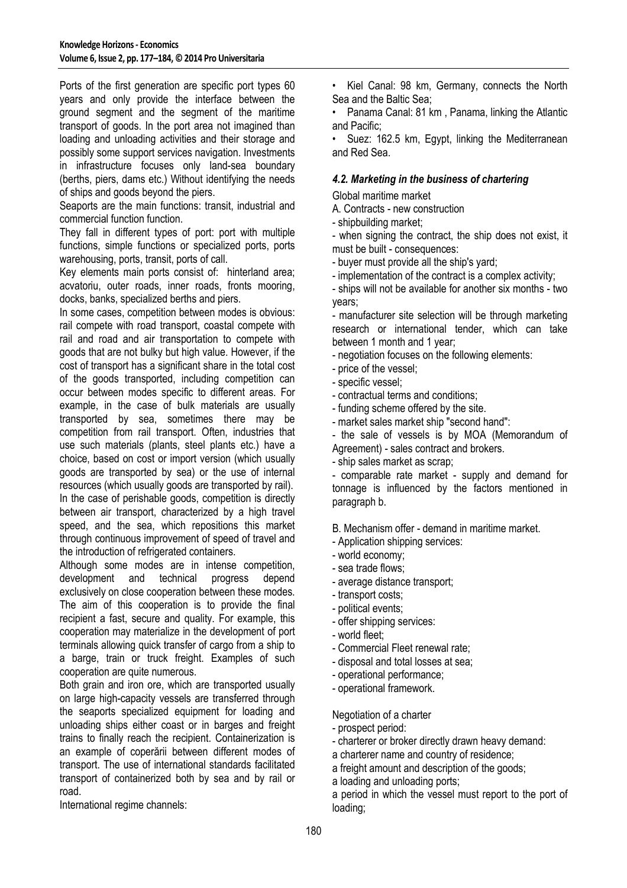Ports of the first generation are specific port types 60 years and only provide the interface between the ground segment and the segment of the maritime transport of goods. In the port area not imagined than loading and unloading activities and their storage and possibly some support services navigation. Investments in infrastructure focuses only land-sea boundary (berths, piers, dams etc.) Without identifying the needs of ships and goods beyond the piers.

Seaports are the main functions: transit, industrial and commercial function function.

They fall in different types of port: port with multiple functions, simple functions or specialized ports, ports warehousing, ports, transit, ports of call.

Key elements main ports consist of: hinterland area; acvatoriu, outer roads, inner roads, fronts mooring, docks, banks, specialized berths and piers.

In some cases, competition between modes is obvious: rail compete with road transport, coastal compete with rail and road and air transportation to compete with goods that are not bulky but high value. However, if the cost of transport has a significant share in the total cost of the goods transported, including competition can occur between modes specific to different areas. For example, in the case of bulk materials are usually transported by sea, sometimes there may be competition from rail transport. Often, industries that use such materials (plants, steel plants etc.) have a choice, based on cost or import version (which usually goods are transported by sea) or the use of internal resources (which usually goods are transported by rail).

In the case of perishable goods, competition is directly between air transport, characterized by a high travel speed, and the sea, which repositions this market through continuous improvement of speed of travel and the introduction of refrigerated containers.

Although some modes are in intense competition, development and technical progress depend exclusively on close cooperation between these modes. The aim of this cooperation is to provide the final recipient a fast, secure and quality. For example, this cooperation may materialize in the development of port terminals allowing quick transfer of cargo from a ship to a barge, train or truck freight. Examples of such cooperation are quite numerous.

Both grain and iron ore, which are transported usually on large high-capacity vessels are transferred through the seaports specialized equipment for loading and unloading ships either coast or in barges and freight trains to finally reach the recipient. Containerization is an example of coperării between different modes of transport. The use of international standards facilitated transport of containerized both by sea and by rail or road.

International regime channels:

- Kiel Canal: 98 km, Germany, connects the North Sea and the Baltic Sea;
- Panama Canal: 81 km , Panama, linking the Atlantic and Pacific;
- Suez: 162.5 km, Egypt, linking the Mediterranean and Red Sea.

### *4.2. Marketing in the business of chartering*

Global maritime market

A. Contracts - new construction

- shipbuilding market;
- when signing the contract, the ship does not exist, it must be built - consequences:
- buyer must provide all the ship's yard;
- implementation of the contract is a complex activity;
- ships will not be available for another six months - two years;
- manufacturer site selection will be through marketing research or international tender, which can take between 1 month and 1 year;
- negotiation focuses on the following elements:
- price of the vessel;
- specific vessel;
- contractual terms and conditions;
- funding scheme offered by the site.
- market sales market ship "second hand":
- the sale of vessels is by MOA (Memorandum of Agreement) - sales contract and brokers.
- ship sales market as scrap;
- comparable rate market - supply and demand for tonnage is influenced by the factors mentioned in paragraph b.

B. Mechanism offer - demand in maritime market.

- Application shipping services:
- world economy;
- sea trade flows;
- average distance transport;
- transport costs;
- political events;
- offer shipping services:
- world fleet;
- Commercial Fleet renewal rate;
- disposal and total losses at sea;
- operational performance;
- operational framework.

Negotiation of a charter

- prospect period:
- charterer or broker directly drawn heavy demand:

a charterer name and country of residence;

a freight amount and description of the goods;

a loading and unloading ports;

a period in which the vessel must report to the port of loading;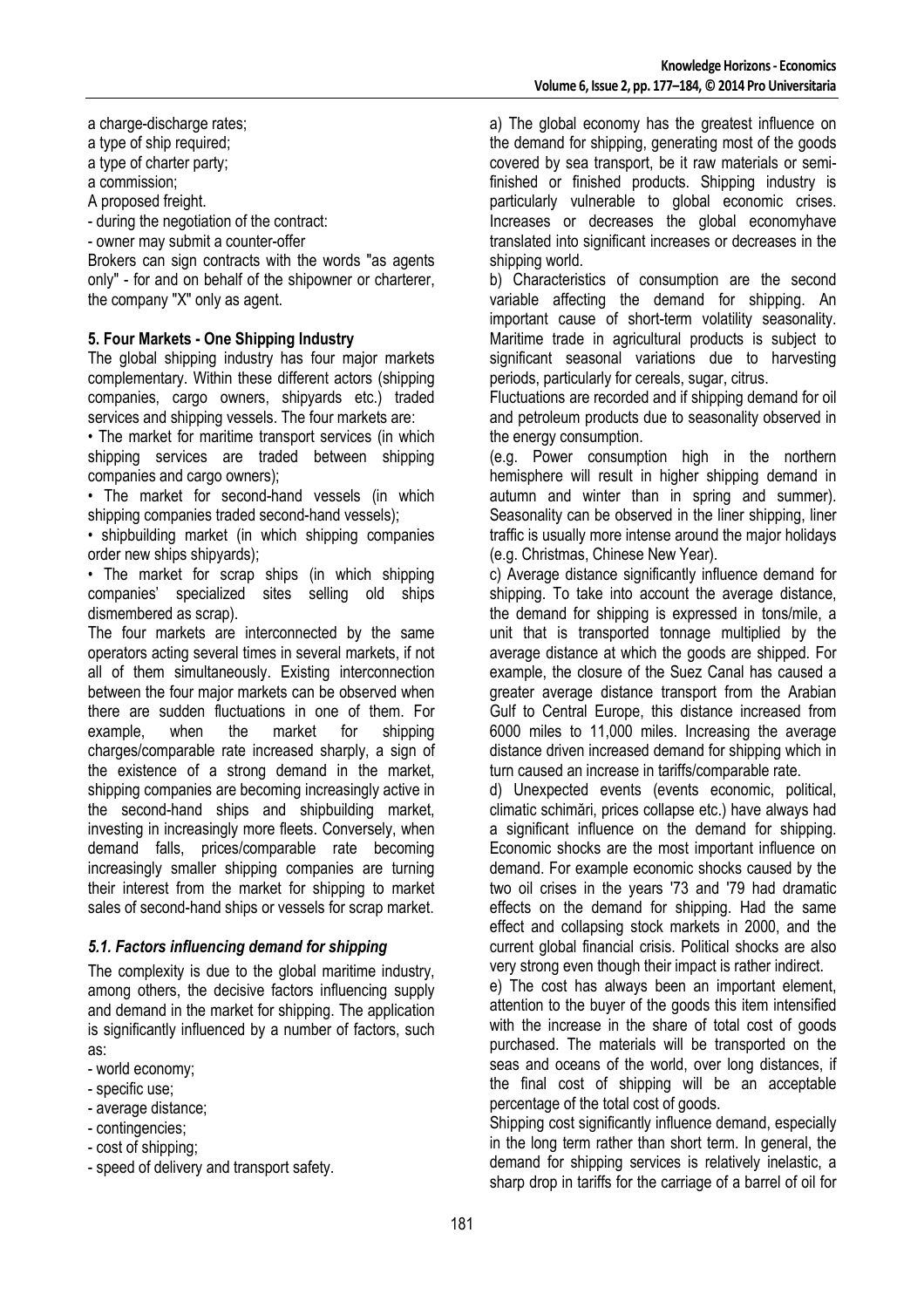a charge-discharge rates;

a type of ship required;

a type of charter party;

a commission;

A proposed freight.

- during the negotiation of the contract:
- owner may submit a counter-offer

Brokers can sign contracts with the words "as agents only" - for and on behalf of the shipowner or charterer, the company "X" only as agent.

### 5. Four Markets - One Shipping Industry

The global shipping industry has four major markets complementary. Within these different actors (shipping companies, cargo owners, shipyards etc.) traded services and shipping vessels. The four markets are:

• The market for maritime transport services (in which shipping services are traded between shipping companies and cargo owners);

• The market for second-hand vessels (in which shipping companies traded second-hand vessels);

• shipbuilding market (in which shipping companies order new ships shipyards);

• The market for scrap ships (in which shipping companies' specialized sites selling old ships dismembered as scrap).

The four markets are interconnected by the same operators acting several times in several markets, if not all of them simultaneously. Existing interconnection between the four major markets can be observed when there are sudden fluctuations in one of them. For example, when the market for shipping charges/comparable rate increased sharply, a sign of the existence of a strong demand in the market, shipping companies are becoming increasingly active in the second-hand ships and shipbuilding market, investing in increasingly more fleets. Conversely, when demand falls, prices/comparable rate becoming increasingly smaller shipping companies are turning their interest from the market for shipping to market sales of second-hand ships or vessels for scrap market.

#### *5.1. Factors influencing demand for shipping*

The complexity is due to the global maritime industry, among others, the decisive factors influencing supply and demand in the market for shipping. The application is significantly influenced by a number of factors, such as:

- world economy;
- specific use;
- average distance;
- contingencies;
- cost of shipping;
- speed of delivery and transport safety.

a) The global economy has the greatest influence on the demand for shipping, generating most of the goods covered by sea transport, be it raw materials or semi-finished or finished products. Shipping industry is particularly vulnerable to global economic crises. Increases or decreases the global economyhave translated into significant increases or decreases in the shipping world.

b) Characteristics of consumption are the second variable affecting the demand for shipping. An important cause of short-term volatility seasonality. Maritime trade in agricultural products is subject to significant seasonal variations due to harvesting periods, particularly for cereals, sugar, citrus.

Fluctuations are recorded and if shipping demand for oil and petroleum products due to seasonality observed in the energy consumption.

(e.g. Power consumption high in the northern hemisphere will result in higher shipping demand in autumn and winter than in spring and summer). Seasonality can be observed in the liner shipping, liner traffic is usually more intense around the major holidays (e.g. Christmas, Chinese New Year).

c) Average distance significantly influence demand for shipping. To take into account the average distance, the demand for shipping is expressed in tons/mile, a unit that is transported tonnage multiplied by the average distance at which the goods are shipped. For example, the closure of the Suez Canal has caused a greater average distance transport from the Arabian Gulf to Central Europe, this distance increased from 6000 miles to 11,000 miles. Increasing the average distance driven increased demand for shipping which in turn caused an increase in tariffs/comparable rate.

d) Unexpected events (events economic, political, climatic schimări, prices collapse etc.) have always had a significant influence on the demand for shipping. Economic shocks are the most important influence on demand. For example economic shocks caused by the two oil crises in the years '73 and '79 had dramatic effects on the demand for shipping. Had the same effect and collapsing stock markets in 2000, and the current global financial crisis. Political shocks are also very strong even though their impact is rather indirect.

e) The cost has always been an important element, attention to the buyer of the goods this item intensified with the increase in the share of total cost of goods purchased. The materials will be transported on the seas and oceans of the world, over long distances, if the final cost of shipping will be an acceptable percentage of the total cost of goods.

Shipping cost significantly influence demand, especially in the long term rather than short term. In general, the demand for shipping services is relatively inelastic, a sharp drop in tariffs for the carriage of a barrel of oil for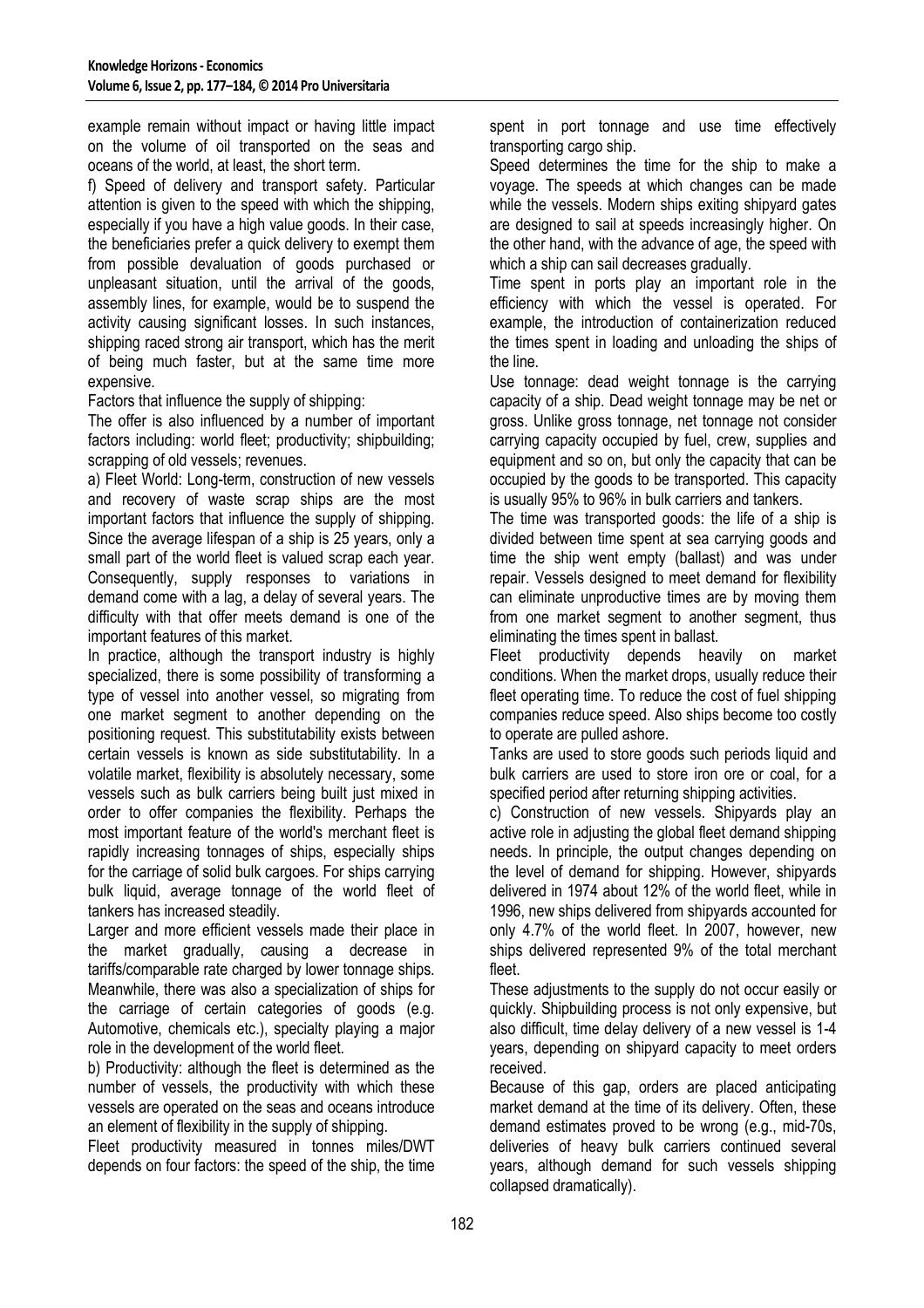example remain without impact or having little impact on the volume of oil transported on the seas and oceans of the world, at least, the short term.

f) Speed of delivery and transport safety. Particular attention is given to the speed with which the shipping, especially if you have a high value goods. In their case, the beneficiaries prefer a quick delivery to exempt them from possible devaluation of goods purchased or unpleasant situation, until the arrival of the goods, assembly lines, for example, would be to suspend the activity causing significant losses. In such instances, shipping raced strong air transport, which has the merit of being much faster, but at the same time more expensive.

Factors that influence the supply of shipping:

The offer is also influenced by a number of important factors including: world fleet; productivity; shipbuilding; scrapping of old vessels; revenues.

a) Fleet World: Long-term, construction of new vessels and recovery of waste scrap ships are the most important factors that influence the supply of shipping. Since the average lifespan of a ship is 25 years, only a small part of the world fleet is valued scrap each year. Consequently, supply responses to variations in demand come with a lag, a delay of several years. The difficulty with that offer meets demand is one of the important features of this market.

In practice, although the transport industry is highly specialized, there is some possibility of transforming a type of vessel into another vessel, so migrating from one market segment to another depending on the positioning request. This substitutability exists between certain vessels is known as side substitutability. In a volatile market, flexibility is absolutely necessary, some vessels such as bulk carriers being built just mixed in order to offer companies the flexibility. Perhaps the most important feature of the world's merchant fleet is rapidly increasing tonnages of ships, especially ships for the carriage of solid bulk cargoes. For ships carrying bulk liquid, average tonnage of the world fleet of tankers has increased steadily.

Larger and more efficient vessels made their place in the market gradually, causing a decrease in tariffs/comparable rate charged by lower tonnage ships. Meanwhile, there was also a specialization of ships for the carriage of certain categories of goods (e.g. Automotive, chemicals etc.), specialty playing a major role in the development of the world fleet.

b) Productivity: although the fleet is determined as the number of vessels, the productivity with which these vessels are operated on the seas and oceans introduce an element of flexibility in the supply of shipping.

Fleet productivity measured in tonnes miles/DWT depends on four factors: the speed of the ship, the time spent in port tonnage and use time effectively transporting cargo ship.

Speed determines the time for the ship to make a voyage. The speeds at which changes can be made while the vessels. Modern ships exiting shipyard gates are designed to sail at speeds increasingly higher. On the other hand, with the advance of age, the speed with which a ship can sail decreases gradually.

Time spent in ports play an important role in the efficiency with which the vessel is operated. For example, the introduction of containerization reduced the times spent in loading and unloading the ships of the line.

Use tonnage: dead weight tonnage is the carrying capacity of a ship. Dead weight tonnage may be net or gross. Unlike gross tonnage, net tonnage not consider carrying capacity occupied by fuel, crew, supplies and equipment and so on, but only the capacity that can be occupied by the goods to be transported. This capacity is usually 95% to 96% in bulk carriers and tankers.

The time was transported goods: the life of a ship is divided between time spent at sea carrying goods and time the ship went empty (ballast) and was under repair. Vessels designed to meet demand for flexibility can eliminate unproductive times are by moving them from one market segment to another segment, thus eliminating the times spent in ballast.

Fleet productivity depends heavily on market conditions. When the market drops, usually reduce their fleet operating time. To reduce the cost of fuel shipping companies reduce speed. Also ships become too costly to operate are pulled ashore.

Tanks are used to store goods such periods liquid and bulk carriers are used to store iron ore or coal, for a specified period after returning shipping activities.

c) Construction of new vessels. Shipyards play an active role in adjusting the global fleet demand shipping needs. In principle, the output changes depending on the level of demand for shipping. However, shipyards delivered in 1974 about 12% of the world fleet, while in 1996, new ships delivered from shipyards accounted for only 4.7% of the world fleet. In 2007, however, new ships delivered represented 9% of the total merchant fleet.

These adjustments to the supply do not occur easily or quickly. Shipbuilding process is not only expensive, but also difficult, time delay delivery of a new vessel is 1-4 years, depending on shipyard capacity to meet orders received.

Because of this gap, orders are placed anticipating market demand at the time of its delivery. Often, these demand estimates proved to be wrong (e.g., mid-70s, deliveries of heavy bulk carriers continued several years, although demand for such vessels shipping collapsed dramatically).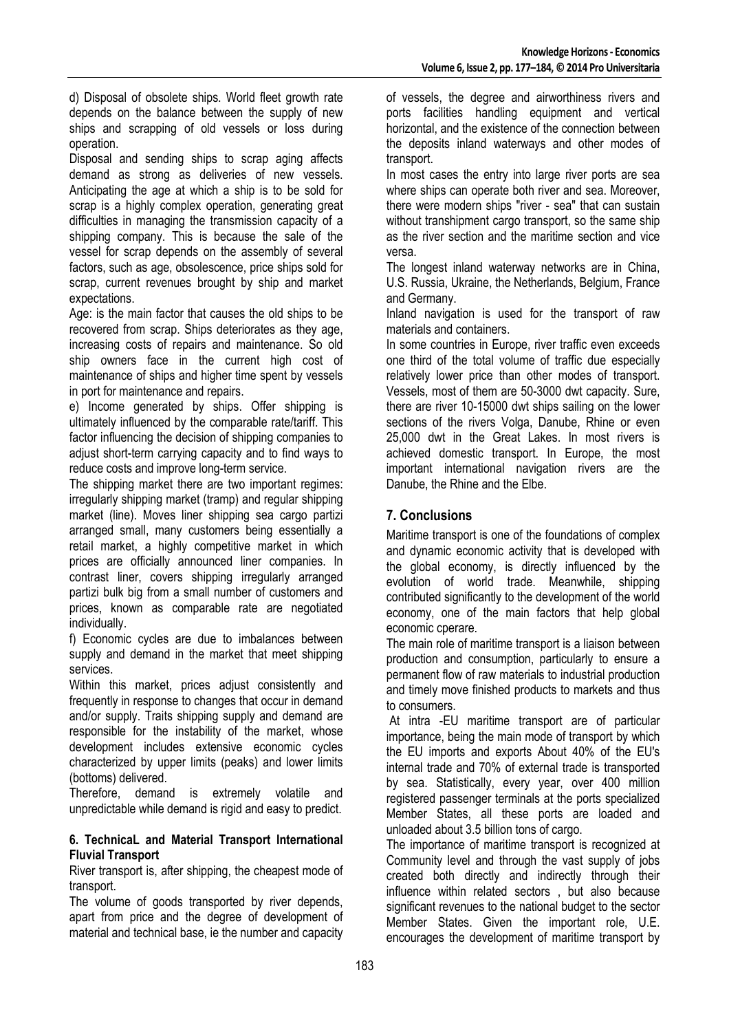d) Disposal of obsolete ships. World fleet growth rate depends on the balance between the supply of new ships and scrapping of old vessels or loss during operation.

Disposal and sending ships to scrap aging affects demand as strong as deliveries of new vessels. Anticipating the age at which a ship is to be sold for scrap is a highly complex operation, generating great difficulties in managing the transmission capacity of a shipping company. This is because the sale of the vessel for scrap depends on the assembly of several factors, such as age, obsolescence, price ships sold for scrap, current revenues brought by ship and market expectations.

Age: is the main factor that causes the old ships to be recovered from scrap. Ships deteriorates as they age, increasing costs of repairs and maintenance. So old ship owners face in the current high cost of maintenance of ships and higher time spent by vessels in port for maintenance and repairs.

e) Income generated by ships. Offer shipping is ultimately influenced by the comparable rate/tariff. This factor influencing the decision of shipping companies to adjust short-term carrying capacity and to find ways to reduce costs and improve long-term service.

The shipping market there are two important regimes: irregularly shipping market (tramp) and regular shipping market (line). Moves liner shipping sea cargo partizi arranged small, many customers being essentially a retail market, a highly competitive market in which prices are officially announced liner companies. In contrast liner, covers shipping irregularly arranged partizi bulk big from a small number of customers and prices, known as comparable rate are negotiated individually.

f) Economic cycles are due to imbalances between supply and demand in the market that meet shipping services.

Within this market, prices adjust consistently and frequently in response to changes that occur in demand and/or supply. Traits shipping supply and demand are responsible for the instability of the market, whose development includes extensive economic cycles characterized by upper limits (peaks) and lower limits (bottoms) delivered.

Therefore, demand is extremely volatile and unpredictable while demand is rigid and easy to predict.

### 6. TechnicaL and Material Transport International Fluvial Transport

River transport is, after shipping, the cheapest mode of transport.

The volume of goods transported by river depends, apart from price and the degree of development of material and technical base, ie the number and capacity of vessels, the degree and airworthiness rivers and ports facilities handling equipment and vertical horizontal, and the existence of the connection between the deposits inland waterways and other modes of transport.

In most cases the entry into large river ports are sea where ships can operate both river and sea. Moreover, there were modern ships "river - sea" that can sustain without transhipment cargo transport, so the same ship as the river section and the maritime section and vice versa.

The longest inland waterway networks are in China, U.S. Russia, Ukraine, the Netherlands, Belgium, France and Germany.

Inland navigation is used for the transport of raw materials and containers.

In some countries in Europe, river traffic even exceeds one third of the total volume of traffic due especially relatively lower price than other modes of transport. Vessels, most of them are 50-3000 dwt capacity. Sure, there are river 10-15000 dwt ships sailing on the lower sections of the rivers Volga, Danube, Rhine or even 25,000 dwt in the Great Lakes. In most rivers is achieved domestic transport. In Europe, the most important international navigation rivers are the Danube, the Rhine and the Elbe.

## 7. Conclusions

Maritime transport is one of the foundations of complex and dynamic economic activity that is developed with the global economy, is directly influenced by the evolution of world trade. Meanwhile, shipping contributed significantly to the development of the world economy, one of the main factors that help global economic cperare.

The main role of maritime transport is a liaison between production and consumption, particularly to ensure a permanent flow of raw materials to industrial production and timely move finished products to markets and thus to consumers.

At intra -EU maritime transport are of particular importance, being the main mode of transport by which the EU imports and exports About 40% of the EU's internal trade and 70% of external trade is transported by sea. Statistically, every year, over 400 million registered passenger terminals at the ports specialized Member States, all these ports are loaded and unloaded about 3.5 billion tons of cargo.

The importance of maritime transport is recognized at Community level and through the vast supply of jobs created both directly and indirectly through their influence within related sectors , but also because significant revenues to the national budget to the sector Member States. Given the important role, U.E. encourages the development of maritime transport by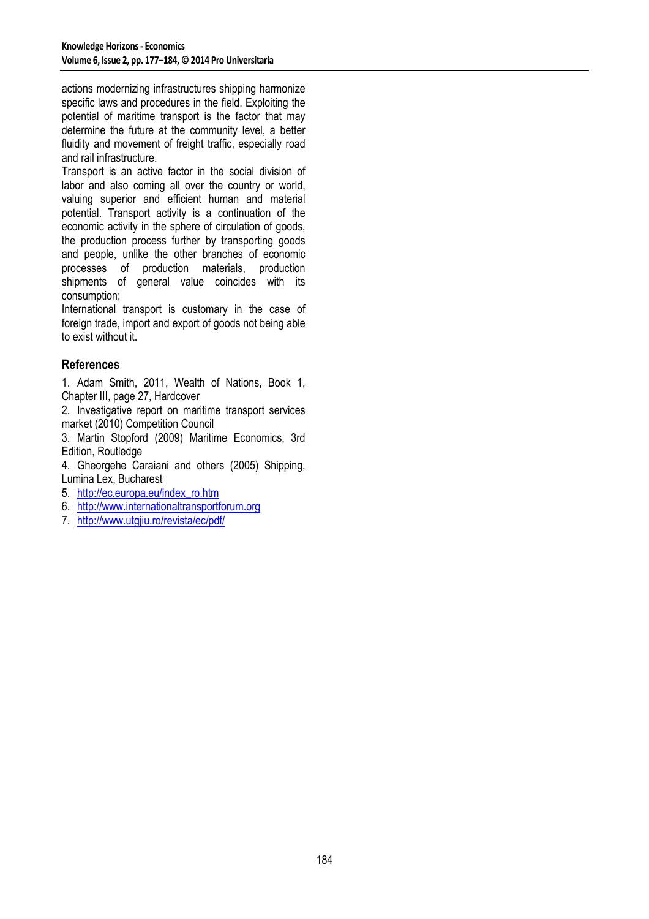actions modernizing infrastructures shipping harmonize specific laws and procedures in the field. Exploiting the potential of maritime transport is the factor that may determine the future at the community level, a better fluidity and movement of freight traffic, especially road and rail infrastructure.

Transport is an active factor in the social division of labor and also coming all over the country or world, valuing superior and efficient human and material potential. Transport activity is a continuation of the economic activity in the sphere of circulation of goods, the production process further by transporting goods and people, unlike the other branches of economic processes of production materials, production shipments of general value coincides with its consumption;

International transport is customary in the case of foreign trade, import and export of goods not being able to exist without it.

## References

1. Adam Smith, 2011, Wealth of Nations, Book 1, Chapter III, page 27, Hardcover
2. Investigative report on maritime transport services market (2010) Competition Council
3. Martin Stopford (2009) Maritime Economics, 3rd Edition, Routledge
4. Gheorgehe Caraiani and others (2005) Shipping, Lumina Lex, Bucharest
5. http://ec.europa.eu/index_ro.htm
6. http://www.internationaltransportforum.org
7. http://www.utgjiu.ro/revista/ec/pdf/